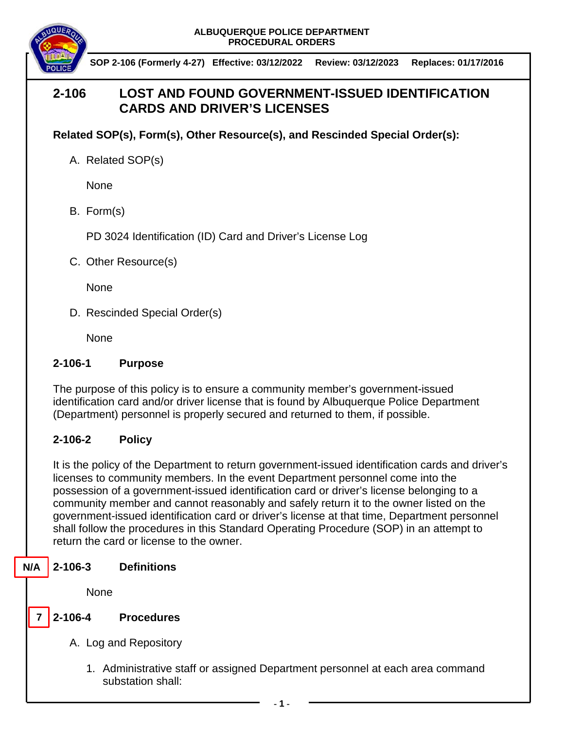**ALBUQUERQUE POLICE DEPARTMENT**
**PROCEDURAL ORDERS**

**SOP 2-106 (Formerly 4-27) Effective: 03/12/2022 Review: 03/12/2023 Replaces: 01/17/2016**

# 2-106 LOST AND FOUND GOVERNMENT-ISSUED IDENTIFICATION CARDS AND DRIVER'S LICENSES

**Related SOP(s), Form(s), Other Resource(s), and Rescinded Special Order(s):**

A. Related SOP(s)

None

B. Form(s)

PD 3024 Identification (ID) Card and Driver's License Log

C. Other Resource(s)

None

D. Rescinded Special Order(s)

None

## 2-106-1 Purpose

The purpose of this policy is to ensure a community member's government-issued identification card and/or driver license that is found by Albuquerque Police Department (Department) personnel is properly secured and returned to them, if possible.

## 2-106-2 Policy

It is the policy of the Department to return government-issued identification cards and driver's licenses to community members. In the event Department personnel come into the possession of a government-issued identification card or driver's license belonging to a community member and cannot reasonably and safely return it to the owner listed on the government-issued identification card or driver's license at that time, Department personnel shall follow the procedures in this Standard Operating Procedure (SOP) in an attempt to return the card or license to the owner.

## N/A 2-106-3 Definitions

None

## 7 2-106-4 Procedures

A. Log and Repository

1. Administrative staff or assigned Department personnel at each area command substation shall: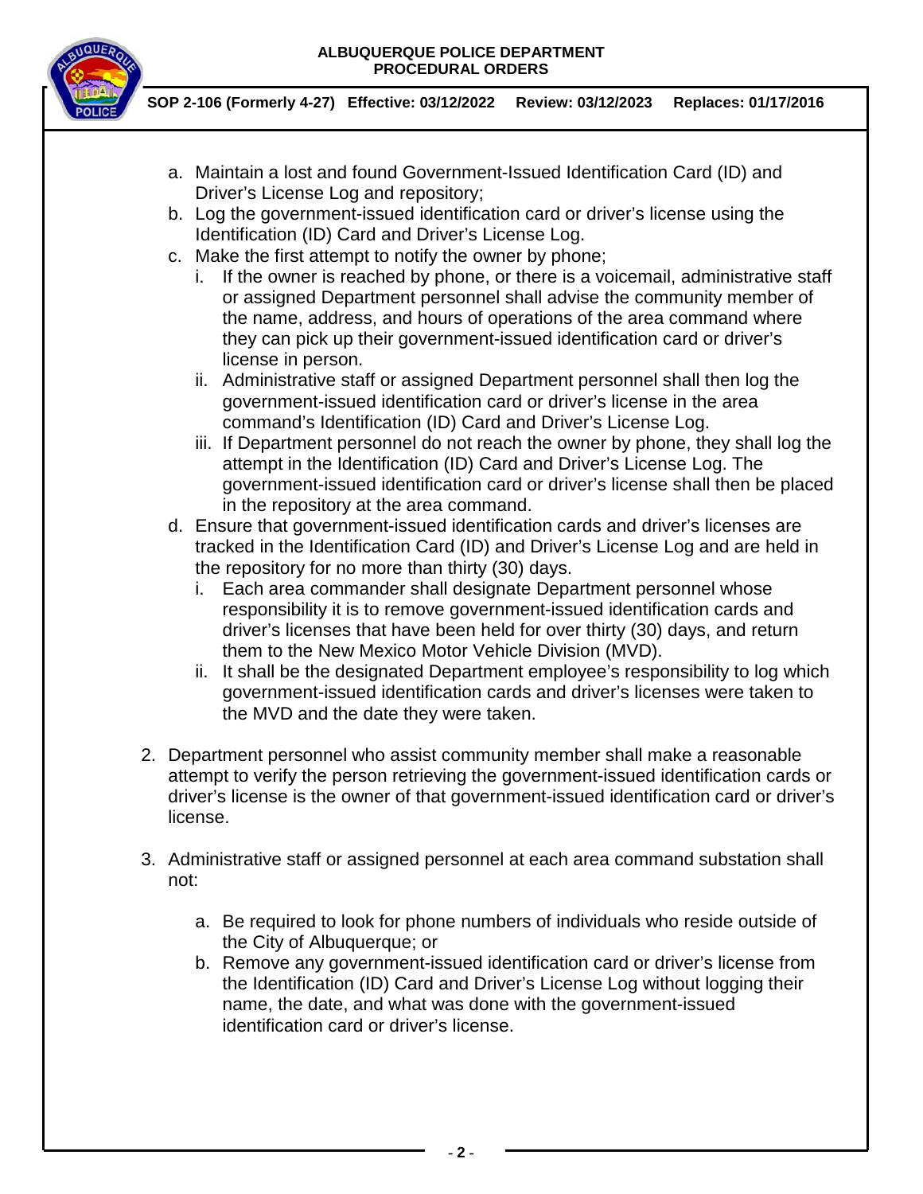a. Maintain a lost and found Government-Issued Identification Card (ID) and Driver's License Log and repository;
   b. Log the government-issued identification card or driver's license using the Identification (ID) Card and Driver's License Log.
   c. Make the first attempt to notify the owner by phone;
      i. If the owner is reached by phone, or there is a voicemail, administrative staff or assigned Department personnel shall advise the community member of the name, address, and hours of operations of the area command where they can pick up their government-issued identification card or driver's license in person.
      ii. Administrative staff or assigned Department personnel shall then log the government-issued identification card or driver's license in the area command's Identification (ID) Card and Driver's License Log.
      iii. If Department personnel do not reach the owner by phone, they shall log the attempt in the Identification (ID) Card and Driver's License Log. The government-issued identification card or driver's license shall then be placed in the repository at the area command.
   d. Ensure that government-issued identification cards and driver's licenses are tracked in the Identification Card (ID) and Driver's License Log and are held in the repository for no more than thirty (30) days.
      i. Each area commander shall designate Department personnel whose responsibility it is to remove government-issued identification cards and driver's licenses that have been held for over thirty (30) days, and return them to the New Mexico Motor Vehicle Division (MVD).
      ii. It shall be the designated Department employee's responsibility to log which government-issued identification cards and driver's licenses were taken to the MVD and the date they were taken.

2. Department personnel who assist community member shall make a reasonable attempt to verify the person retrieving the government-issued identification cards or driver's license is the owner of that government-issued identification card or driver's license.

3. Administrative staff or assigned personnel at each area command substation shall not:

   a. Be required to look for phone numbers of individuals who reside outside of the City of Albuquerque; or
   b. Remove any government-issued identification card or driver's license from the Identification (ID) Card and Driver's License Log without logging their name, the date, and what was done with the government-issued identification card or driver's license.